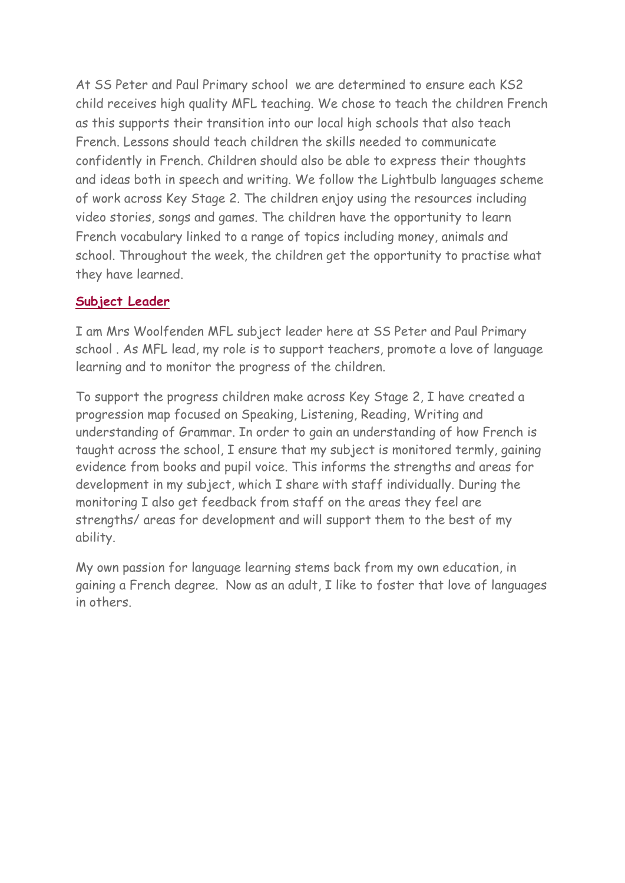At SS Peter and Paul Primary school  we are determined to ensure each KS2 child receives high quality MFL teaching. We chose to teach the children French as this supports their transition into our local high schools that also teach French. Lessons should teach children the skills needed to communicate confidently in French. Children should also be able to express their thoughts and ideas both in speech and writing. We follow the Lightbulb languages scheme of work across Key Stage 2. The children enjoy using the resources including video stories, songs and games. The children have the opportunity to learn French vocabulary linked to a range of topics including money, animals and school. Throughout the week, the children get the opportunity to practise what they have learned.

## Subject Leader

I am Mrs Woolfenden MFL subject leader here at SS Peter and Paul Primary school . As MFL lead, my role is to support teachers, promote a love of language learning and to monitor the progress of the children.

To support the progress children make across Key Stage 2, I have created a progression map focused on Speaking, Listening, Reading, Writing and understanding of Grammar. In order to gain an understanding of how French is taught across the school, I ensure that my subject is monitored termly, gaining evidence from books and pupil voice. This informs the strengths and areas for development in my subject, which I share with staff individually. During the monitoring I also get feedback from staff on the areas they feel are strengths/ areas for development and will support them to the best of my ability.

My own passion for language learning stems back from my own education, in gaining a French degree.  Now as an adult, I like to foster that love of languages in others.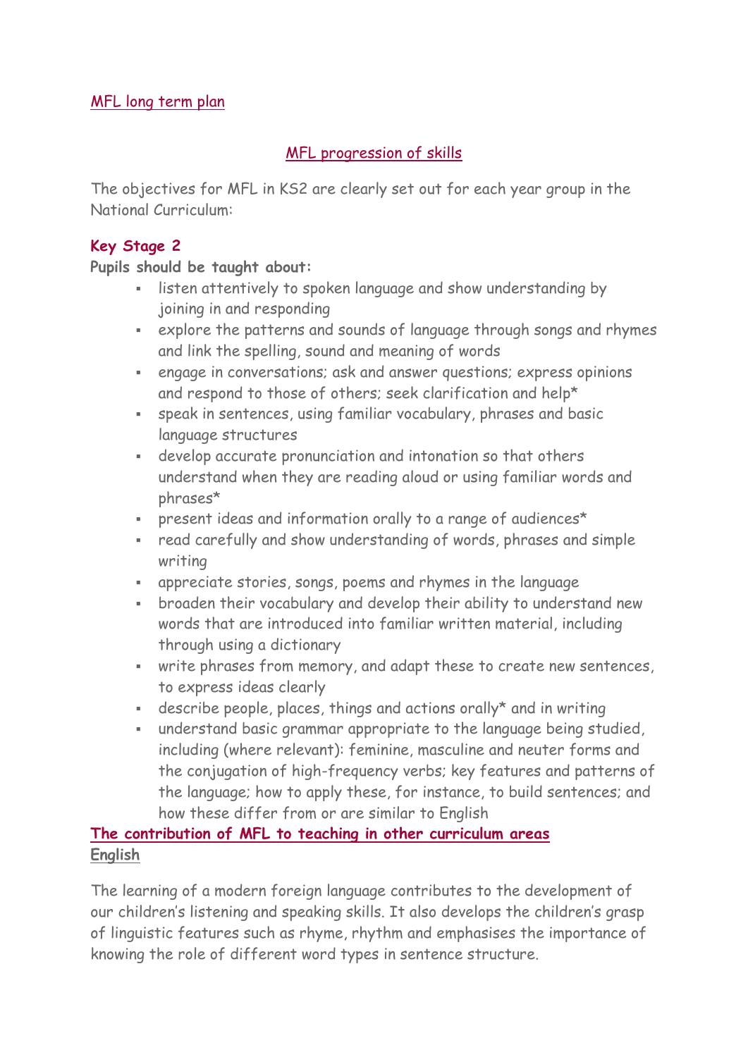MFL long term plan

## MFL progression of skills

The objectives for MFL in KS2 are clearly set out for each year group in the National Curriculum:

### Key Stage 2

**Pupils should be taught about:**

- listen attentively to spoken language and show understanding by joining in and responding
- explore the patterns and sounds of language through songs and rhymes and link the spelling, sound and meaning of words
- engage in conversations; ask and answer questions; express opinions and respond to those of others; seek clarification and help*
- speak in sentences, using familiar vocabulary, phrases and basic language structures
- develop accurate pronunciation and intonation so that others understand when they are reading aloud or using familiar words and phrases*
- present ideas and information orally to a range of audiences*
- read carefully and show understanding of words, phrases and simple writing
- appreciate stories, songs, poems and rhymes in the language
- broaden their vocabulary and develop their ability to understand new words that are introduced into familiar written material, including through using a dictionary
- write phrases from memory, and adapt these to create new sentences, to express ideas clearly
- describe people, places, things and actions orally* and in writing
- understand basic grammar appropriate to the language being studied, including (where relevant): feminine, masculine and neuter forms and the conjugation of high-frequency verbs; key features and patterns of the language; how to apply these, for instance, to build sentences; and how these differ from or are similar to English

### The contribution of MFL to teaching in other curriculum areas

**English**

The learning of a modern foreign language contributes to the development of our children's listening and speaking skills. It also develops the children's grasp of linguistic features such as rhyme, rhythm and emphasises the importance of knowing the role of different word types in sentence structure.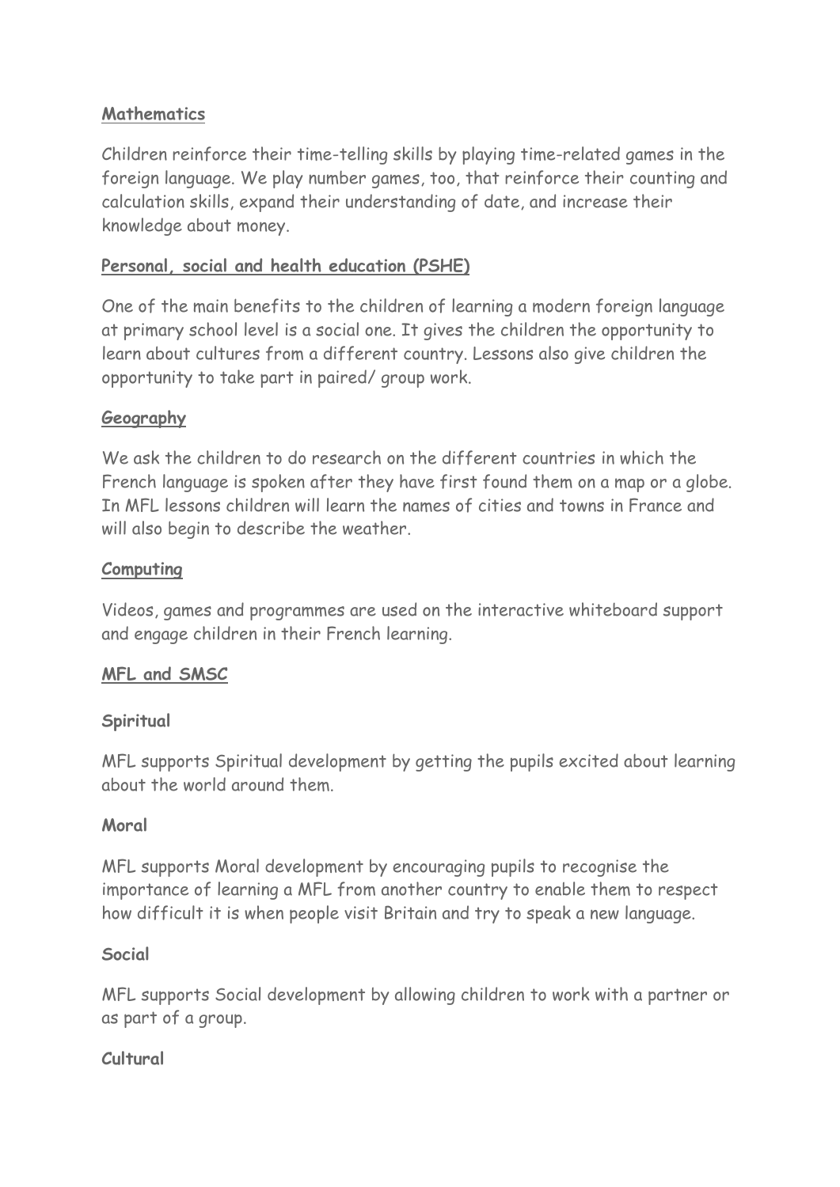**Mathematics**

Children reinforce their time-telling skills by playing time-related games in the foreign language. We play number games, too, that reinforce their counting and calculation skills, expand their understanding of date, and increase their knowledge about money.

**Personal, social and health education (PSHE)**

One of the main benefits to the children of learning a modern foreign language at primary school level is a social one. It gives the children the opportunity to learn about cultures from a different country. Lessons also give children the opportunity to take part in paired/ group work.

**Geography**

We ask the children to do research on the different countries in which the French language is spoken after they have first found them on a map or a globe. In MFL lessons children will learn the names of cities and towns in France and will also begin to describe the weather.

**Computing**

Videos, games and programmes are used on the interactive whiteboard support and engage children in their French learning.

**MFL and SMSC**

**Spiritual**

MFL supports Spiritual development by getting the pupils excited about learning about the world around them.

**Moral**

MFL supports Moral development by encouraging pupils to recognise the importance of learning a MFL from another country to enable them to respect how difficult it is when people visit Britain and try to speak a new language.

**Social**

MFL supports Social development by allowing children to work with a partner or as part of a group.

**Cultural**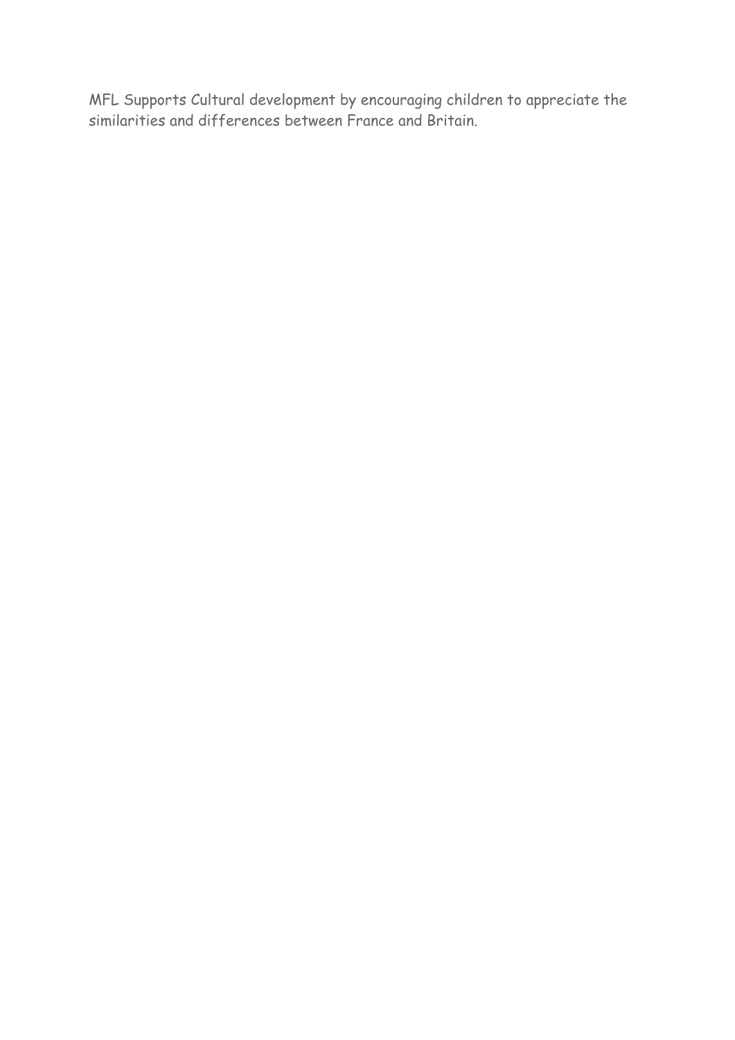MFL Supports Cultural development by encouraging children to appreciate the similarities and differences between France and Britain.